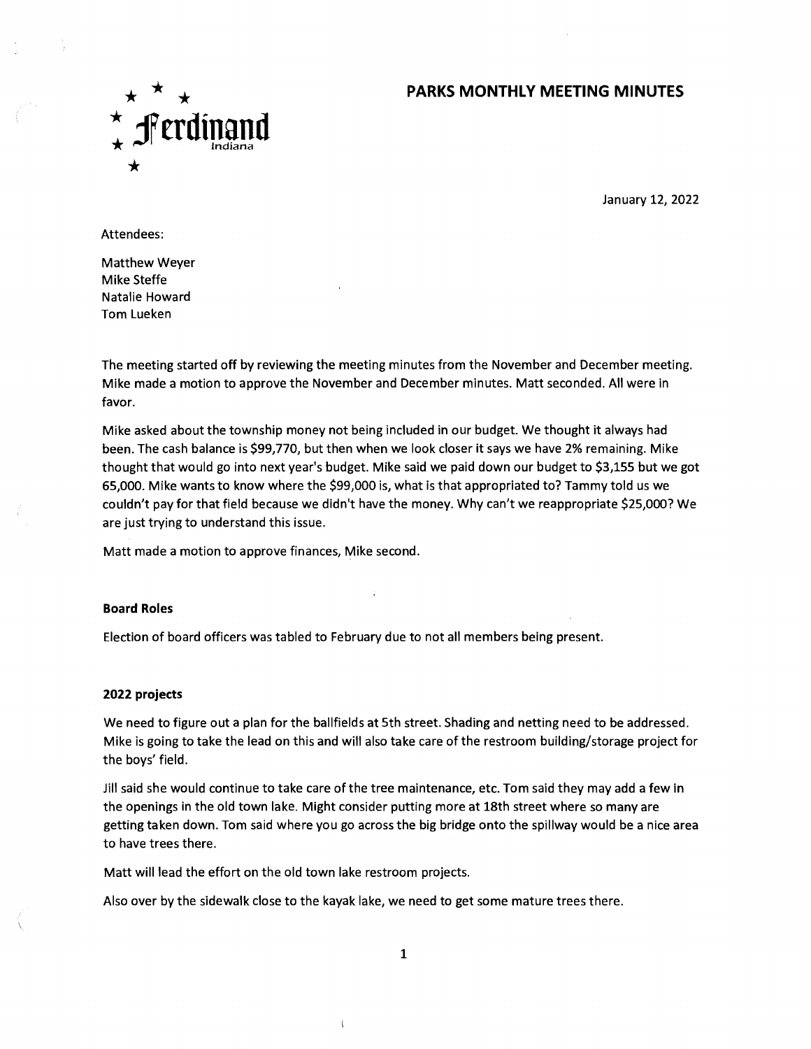# PARKS MONTHLY MEETING MINUTES

Ferdinand Indiana

January 12, 2022

Attendees:

Matthew Weyer
Mike Steffe
Natalie Howard
Tom Lueken

The meeting started off by reviewing the meeting minutes from the November and December meeting. Mike made a motion to approve the November and December minutes. Matt seconded. All were in favor.

Mike asked about the township money not being included in our budget. We thought it always had been. The cash balance is $99,770, but then when we look closer it says we have 2% remaining. Mike thought that would go into next year's budget. Mike said we paid down our budget to $3,155 but we got 65,000. Mike wants to know where the $99,000 is, what is that appropriated to? Tammy told us we couldn't pay for that field because we didn't have the money. Why can't we reappropriate $25,000? We are just trying to understand this issue.

Matt made a motion to approve finances, Mike second.

**Board Roles**

Election of board officers was tabled to February due to not all members being present.

**2022 projects**

We need to figure out a plan for the ballfields at 5th street. Shading and netting need to be addressed. Mike is going to take the lead on this and will also take care of the restroom building/storage project for the boys' field.

Jill said she would continue to take care of the tree maintenance, etc. Tom said they may add a few in the openings in the old town lake. Might consider putting more at 18th street where so many are getting taken down. Tom said where you go across the big bridge onto the spillway would be a nice area to have trees there.

Matt will lead the effort on the old town lake restroom projects.

Also over by the sidewalk close to the kayak lake, we need to get some mature trees there.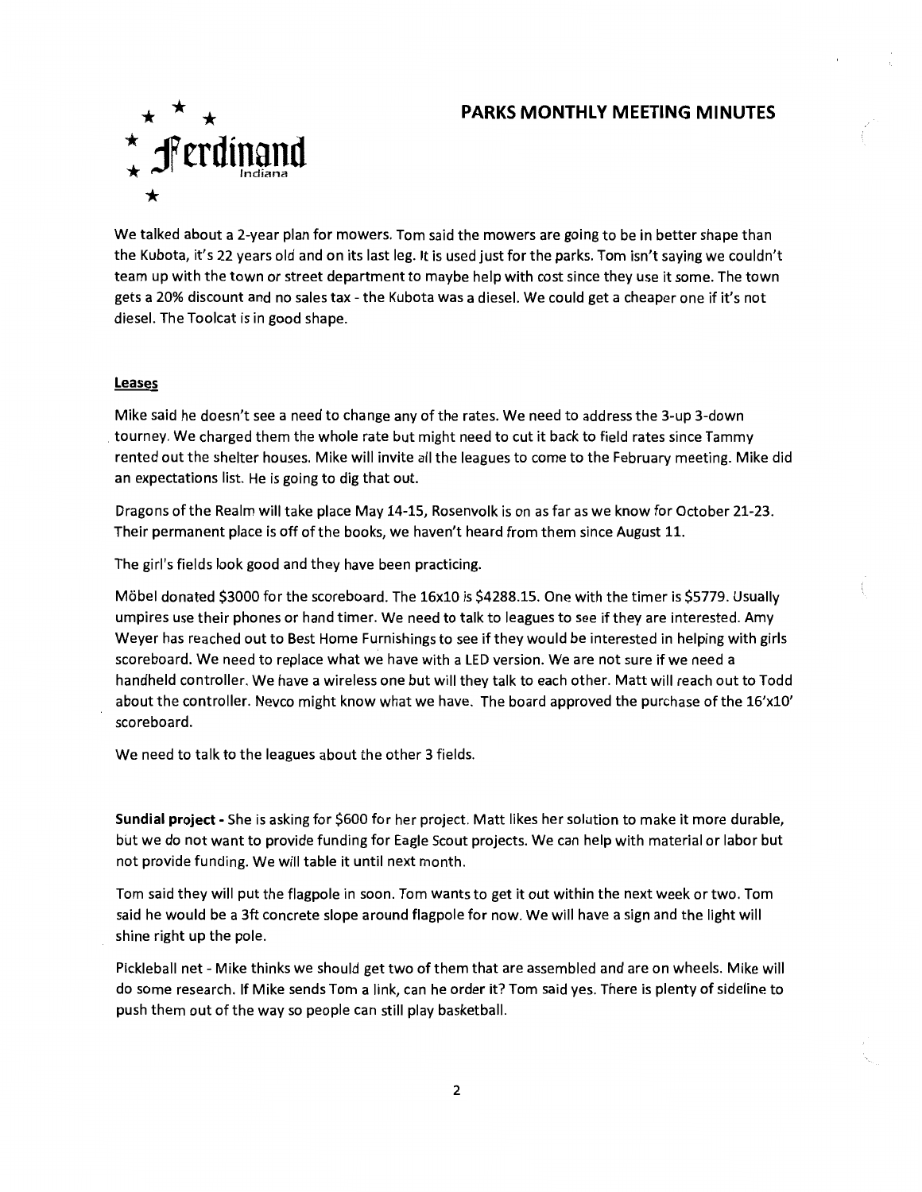We talked about a 2-year plan for mowers. Tom said the mowers are going to be in better shape than the Kubota, it's 22 years old and on its last leg. It is used just for the parks. Tom isn't saying we couldn't team up with the town or street department to maybe help with cost since they use it some. The town gets a 20% discount and no sales tax - the Kubota was a diesel. We could get a cheaper one if it's not diesel. The Toolcat is in good shape.

**Leases**

Mike said he doesn't see a need to change any of the rates. We need to address the 3-up 3-down tourney. We charged them the whole rate but might need to cut it back to field rates since Tammy rented out the shelter houses. Mike will invite all the leagues to come to the February meeting. Mike did an expectations list. He is going to dig that out.

Dragons of the Realm will take place May 14-15, Rosenvolk is on as far as we know for October 21-23. Their permanent place is off of the books, we haven't heard from them since August 11.

The girl's fields look good and they have been practicing.

Möbel donated $3000 for the scoreboard. The 16x10 is $4288.15. One with the timer is $5779. Usually umpires use their phones or hand timer. We need to talk to leagues to see if they are interested. Amy Weyer has reached out to Best Home Furnishings to see if they would be interested in helping with girls scoreboard. We need to replace what we have with a LED version. We are not sure if we need a handheld controller. We have a wireless one but will they talk to each other. Matt will reach out to Todd about the controller. Nevco might know what we have. The board approved the purchase of the 16'x10' scoreboard.

We need to talk to the leagues about the other 3 fields.

**Sundial project -** She is asking for $600 for her project. Matt likes her solution to make it more durable, but we do not want to provide funding for Eagle Scout projects. We can help with material or labor but not provide funding. We will table it until next month.

Tom said they will put the flagpole in soon. Tom wants to get it out within the next week or two. Tom said he would be a 3ft concrete slope around flagpole for now. We will have a sign and the light will shine right up the pole.

Pickleball net - Mike thinks we should get two of them that are assembled and are on wheels. Mike will do some research. If Mike sends Tom a link, can he order it? Tom said yes. There is plenty of sideline to push them out of the way so people can still play basketball.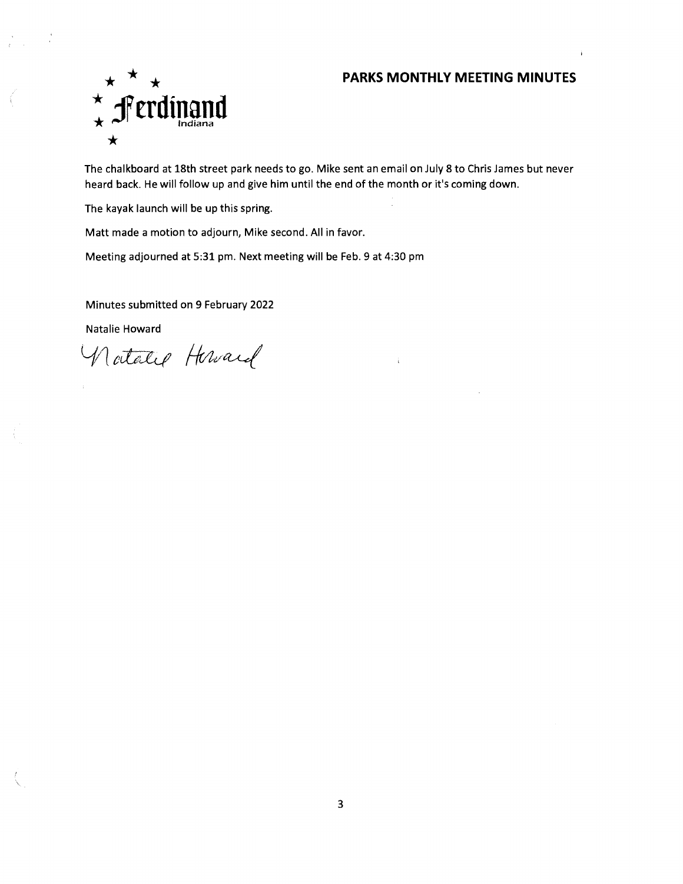# PARKS MONTHLY MEETING MINUTES

The chalkboard at 18th street park needs to go. Mike sent an email on July 8 to Chris James but never heard back. He will follow up and give him until the end of the month or it's coming down.

The kayak launch will be up this spring.

Matt made a motion to adjourn, Mike second. All in favor.

Meeting adjourned at 5:31 pm. Next meeting will be Feb. 9 at 4:30 pm

Minutes submitted on 9 February 2022

Natalie Howard

Natalie Howard